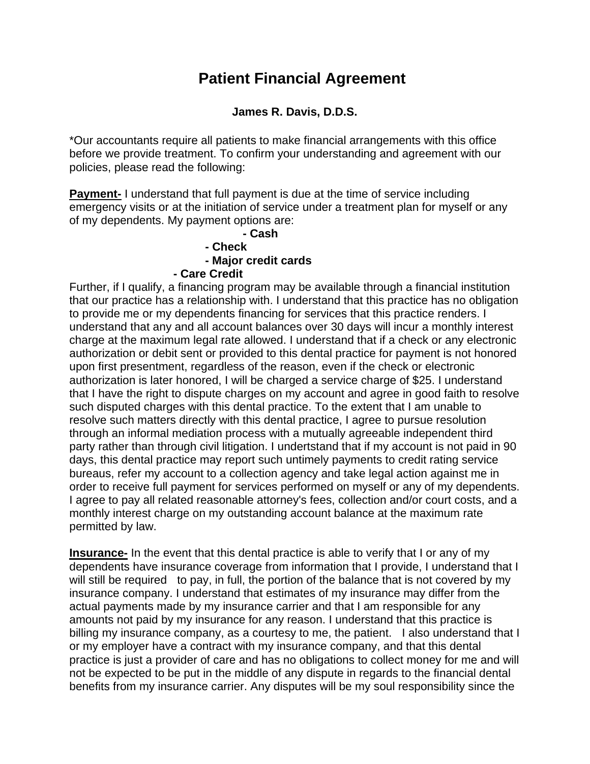# Patient Financial Agreement

**James R. Davis, D.D.S.**

*Our accountants require all patients to make financial arrangements with this office before we provide treatment. To confirm your understanding and agreement with our policies, please read the following:

**Payment-** I understand that full payment is due at the time of service including emergency visits or at the initiation of service under a treatment plan for myself or any of my dependents. My payment options are:

- **Cash**
- **Check**
- **Major credit cards**
- **Care Credit**

Further, if I qualify, a financing program may be available through a financial institution that our practice has a relationship with. I understand that this practice has no obligation to provide me or my dependents financing for services that this practice renders. I understand that any and all account balances over 30 days will incur a monthly interest charge at the maximum legal rate allowed. I understand that if a check or any electronic authorization or debit sent or provided to this dental practice for payment is not honored upon first presentment, regardless of the reason, even if the check or electronic authorization is later honored, I will be charged a service charge of $25. I understand that I have the right to dispute charges on my account and agree in good faith to resolve such disputed charges with this dental practice. To the extent that I am unable to resolve such matters directly with this dental practice, I agree to pursue resolution through an informal mediation process with a mutually agreeable independent third party rather than through civil litigation. I undertstand that if my account is not paid in 90 days, this dental practice may report such untimely payments to credit rating service bureaus, refer my account to a collection agency and take legal action against me in order to receive full payment for services performed on myself or any of my dependents. I agree to pay all related reasonable attorney's fees, collection and/or court costs, and a monthly interest charge on my outstanding account balance at the maximum rate permitted by law.

**Insurance-** In the event that this dental practice is able to verify that I or any of my dependents have insurance coverage from information that I provide, I understand that I will still be required to pay, in full, the portion of the balance that is not covered by my insurance company. I understand that estimates of my insurance may differ from the actual payments made by my insurance carrier and that I am responsible for any amounts not paid by my insurance for any reason. I understand that this practice is billing my insurance company, as a courtesy to me, the patient. I also understand that I or my employer have a contract with my insurance company, and that this dental practice is just a provider of care and has no obligations to collect money for me and will not be expected to be put in the middle of any dispute in regards to the financial dental benefits from my insurance carrier. Any disputes will be my soul responsibility since the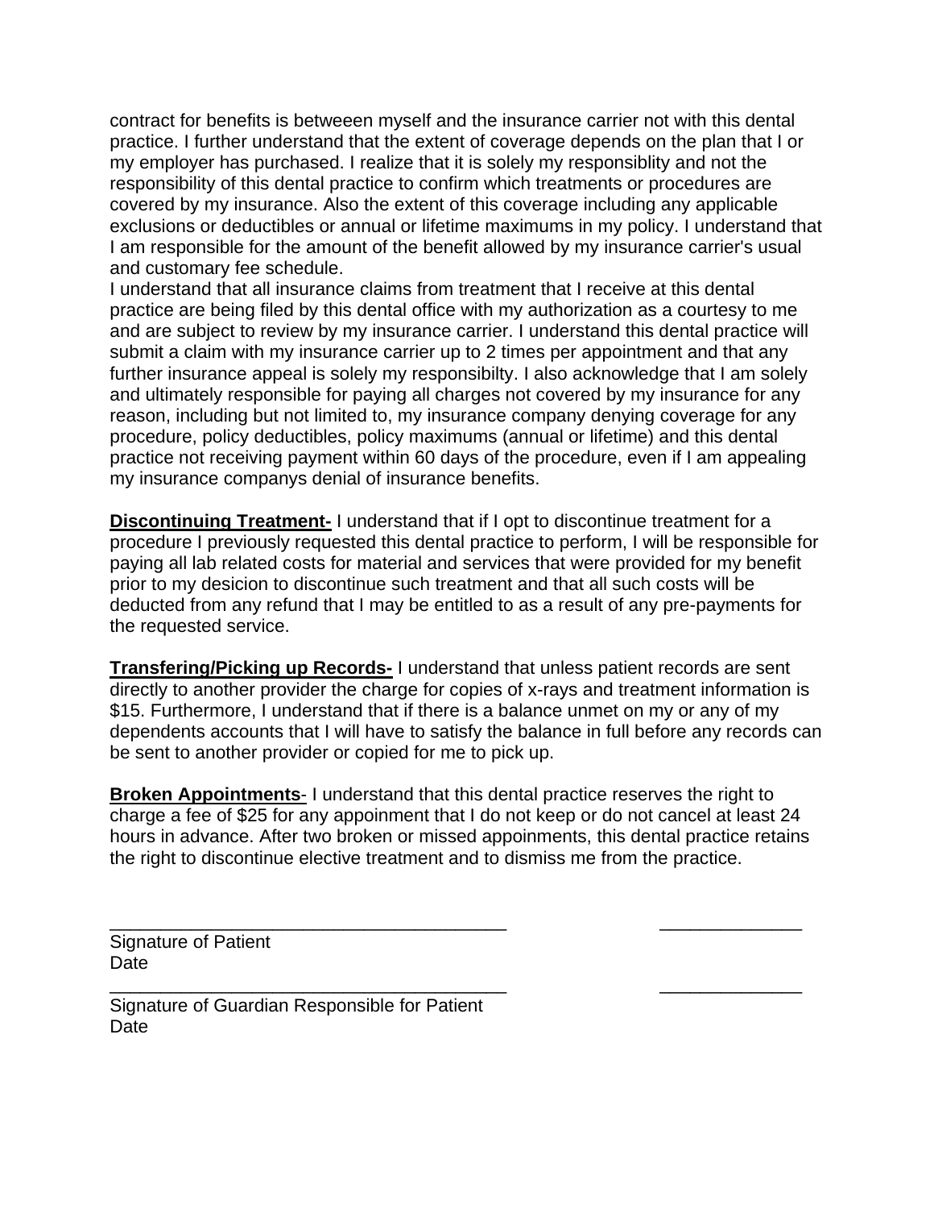contract for benefits is betweeen myself and the insurance carrier not with this dental practice. I further understand that the extent of coverage depends on the plan that I or my employer has purchased. I realize that it is solely my responsiblity and not the responsibility of this dental practice to confirm which treatments or procedures are covered by my insurance. Also the extent of this coverage including any applicable exclusions or deductibles or annual or lifetime maximums in my policy. I understand that I am responsible for the amount of the benefit allowed by my insurance carrier's usual and customary fee schedule.
I understand that all insurance claims from treatment that I receive at this dental practice are being filed by this dental office with my authorization as a courtesy to me and are subject to review by my insurance carrier. I understand this dental practice will submit a claim with my insurance carrier up to 2 times per appointment and that any further insurance appeal is solely my responsibilty. I also acknowledge that I am solely and ultimately responsible for paying all charges not covered by my insurance for any reason, including but not limited to, my insurance company denying coverage for any procedure, policy deductibles, policy maximums (annual or lifetime) and this dental practice not receiving payment within 60 days of the procedure, even if I am appealing my insurance companys denial of insurance benefits.

**Discontinuing Treatment-** I understand that if I opt to discontinue treatment for a procedure I previously requested this dental practice to perform, I will be responsible for paying all lab related costs for material and services that were provided for my benefit prior to my desicion to discontinue such treatment and that all such costs will be deducted from any refund that I may be entitled to as a result of any pre-payments for the requested service.

**Transfering/Picking up Records-** I understand that unless patient records are sent directly to another provider the charge for copies of x-rays and treatment information is $15. Furthermore, I understand that if there is a balance unmet on my or any of my dependents accounts that I will have to satisfy the balance in full before any records can be sent to another provider or copied for me to pick up.

**Broken Appointments**- I understand that this dental practice reserves the right to charge a fee of $25 for any appoinment that I do not keep or do not cancel at least 24 hours in advance. After two broken or missed appoinments, this dental practice retains the right to discontinue elective treatment and to dismiss me from the practice.

\_\_\_\_\_\_\_\_\_\_\_\_\_\_\_\_\_\_\_\_\_\_\_\_\_\_\_\_\_\_\_\_\_\_\_\_\_\_\_\_ \_\_\_\_\_\_\_\_\_\_\_\_\_\_\_
Signature of Patient
Date

\_\_\_\_\_\_\_\_\_\_\_\_\_\_\_\_\_\_\_\_\_\_\_\_\_\_\_\_\_\_\_\_\_\_\_\_\_\_\_\_ \_\_\_\_\_\_\_\_\_\_\_\_\_\_\_
Signature of Guardian Responsible for Patient
Date